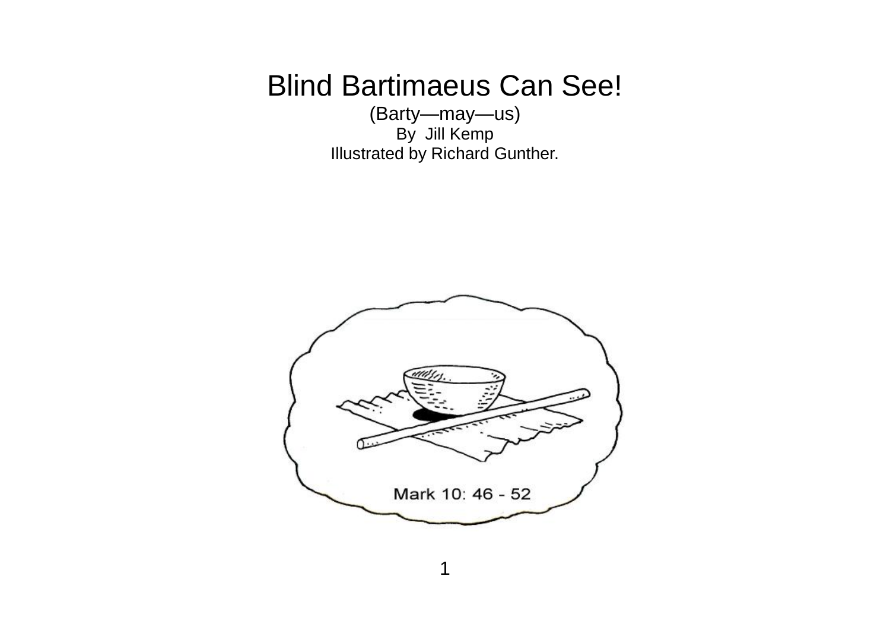# Blind Bartimaeus Can See!

(Barty—may—us)

By Jill Kemp

Illustrated by Richard Gunther.

Mark 10: 46 - 52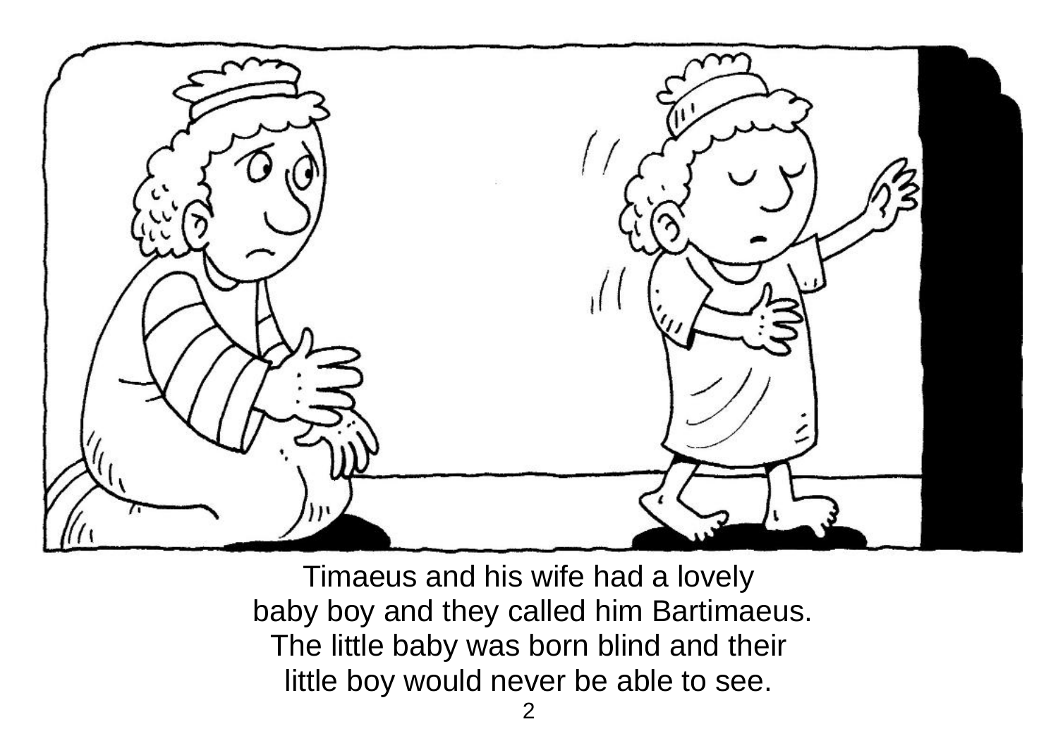Timaeus and his wife had a lovely baby boy and they called him Bartimaeus. The little baby was born blind and their little boy would never be able to see.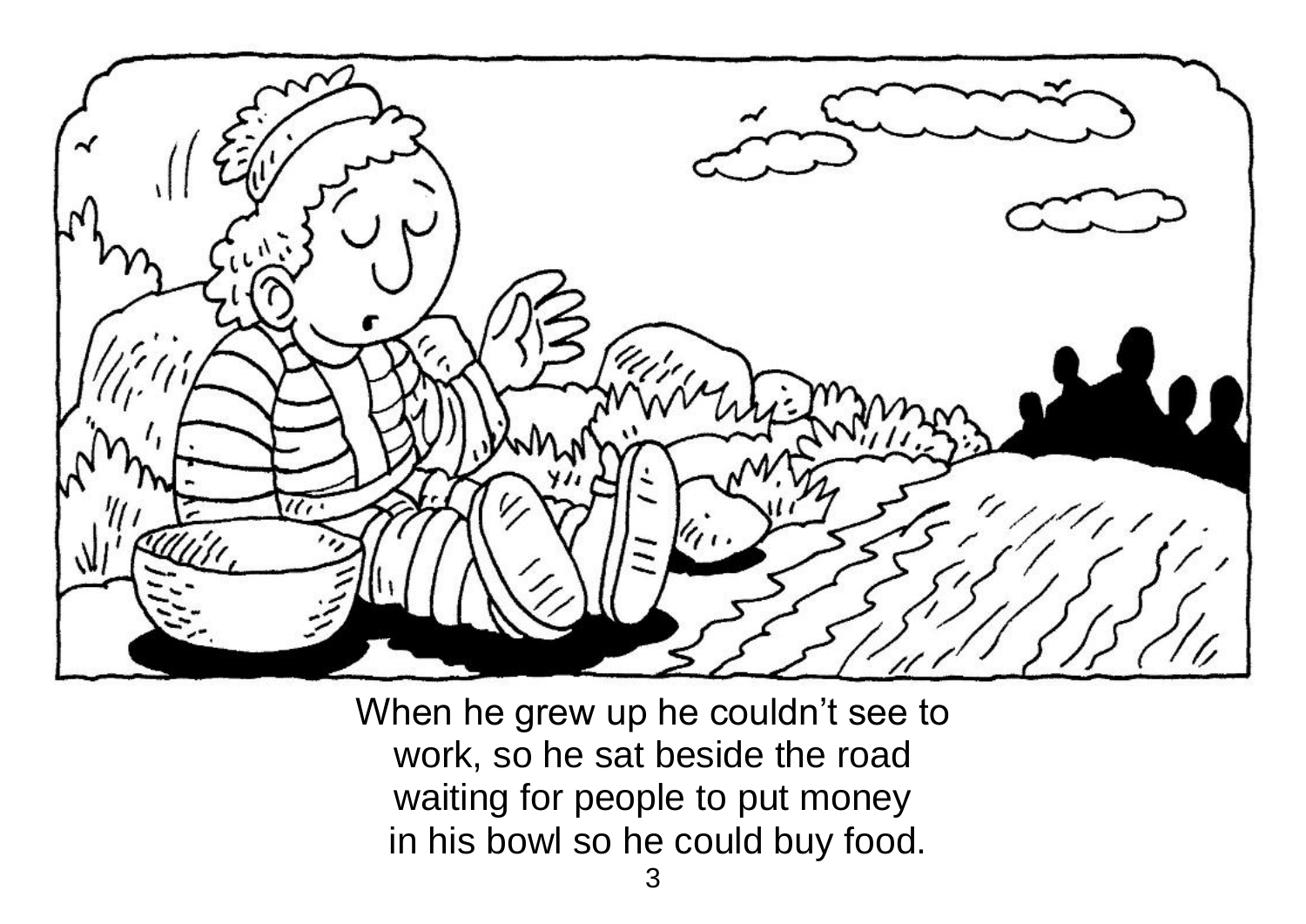When he grew up he couldn't see to work, so he sat beside the road waiting for people to put money in his bowl so he could buy food.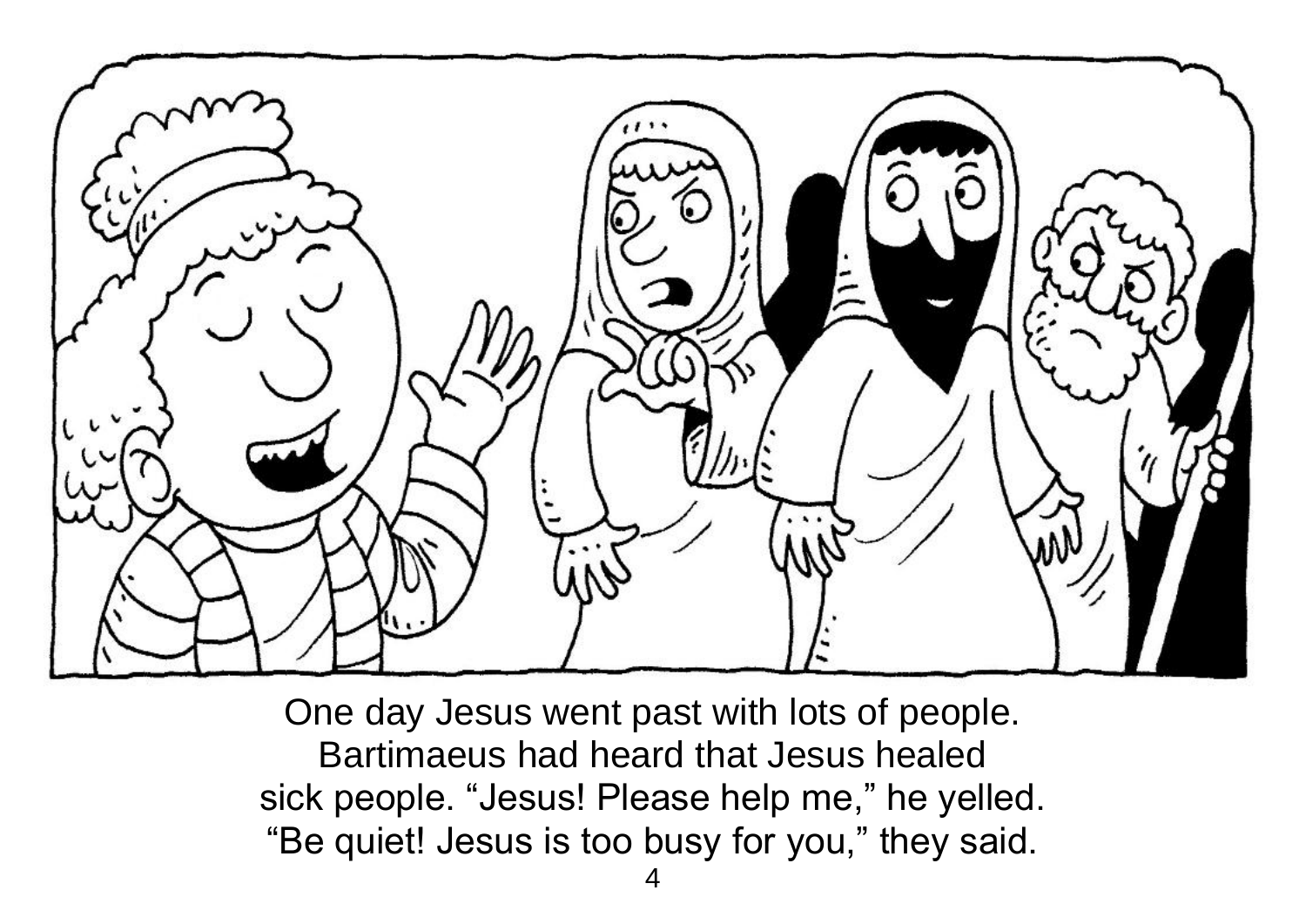One day Jesus went past with lots of people.
Bartimaeus had heard that Jesus healed
sick people. “Jesus! Please help me,” he yelled.
“Be quiet! Jesus is too busy for you,” they said.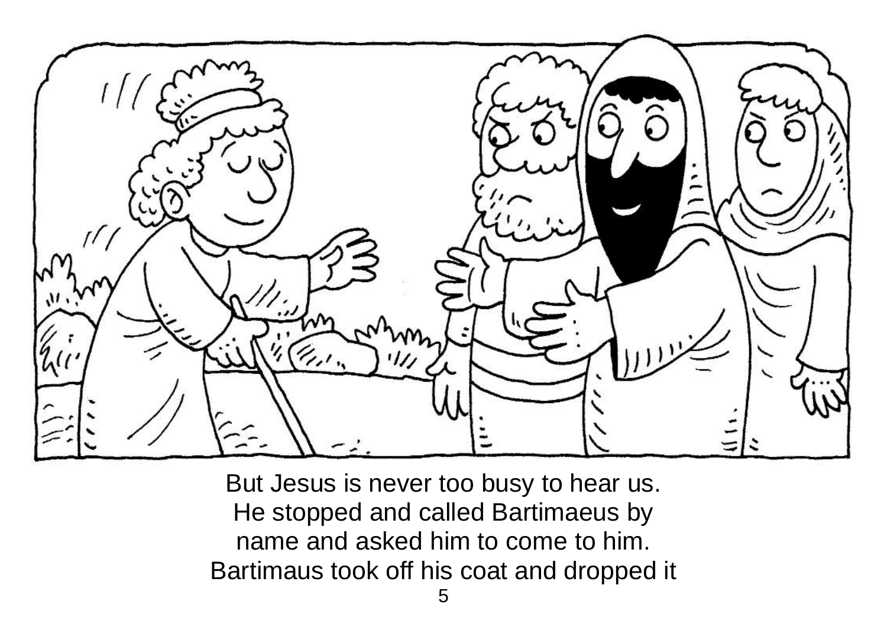But Jesus is never too busy to hear us. He stopped and called Bartimaeus by name and asked him to come to him. Bartimaus took off his coat and dropped it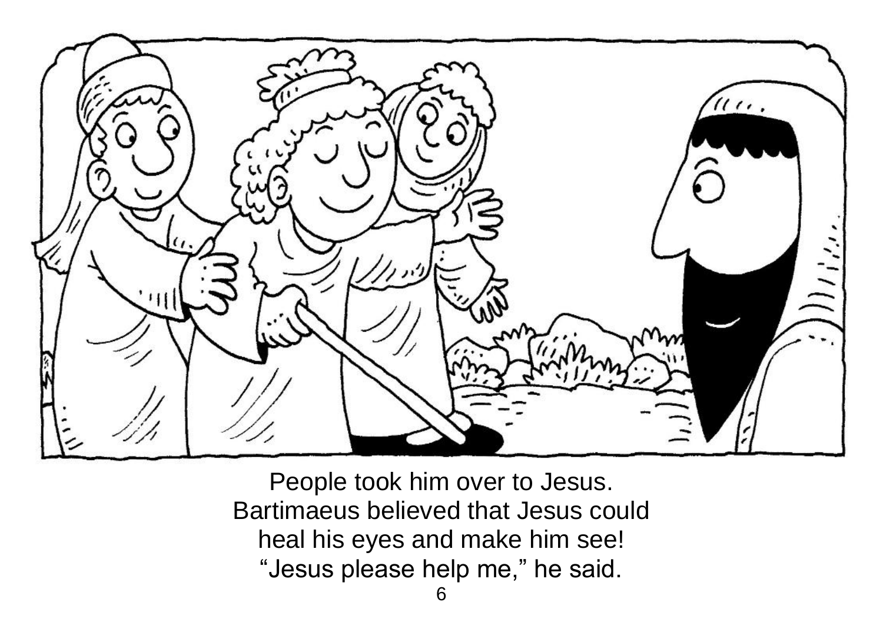People took him over to Jesus.
Bartimaeus believed that Jesus could
heal his eyes and make him see!
“Jesus please help me,” he said.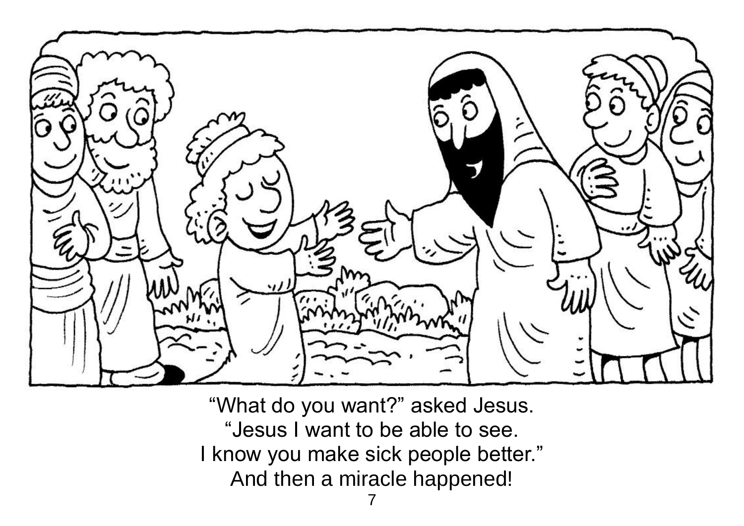"What do you want?" asked Jesus.
"Jesus I want to be able to see.
I know you make sick people better."
And then a miracle happened!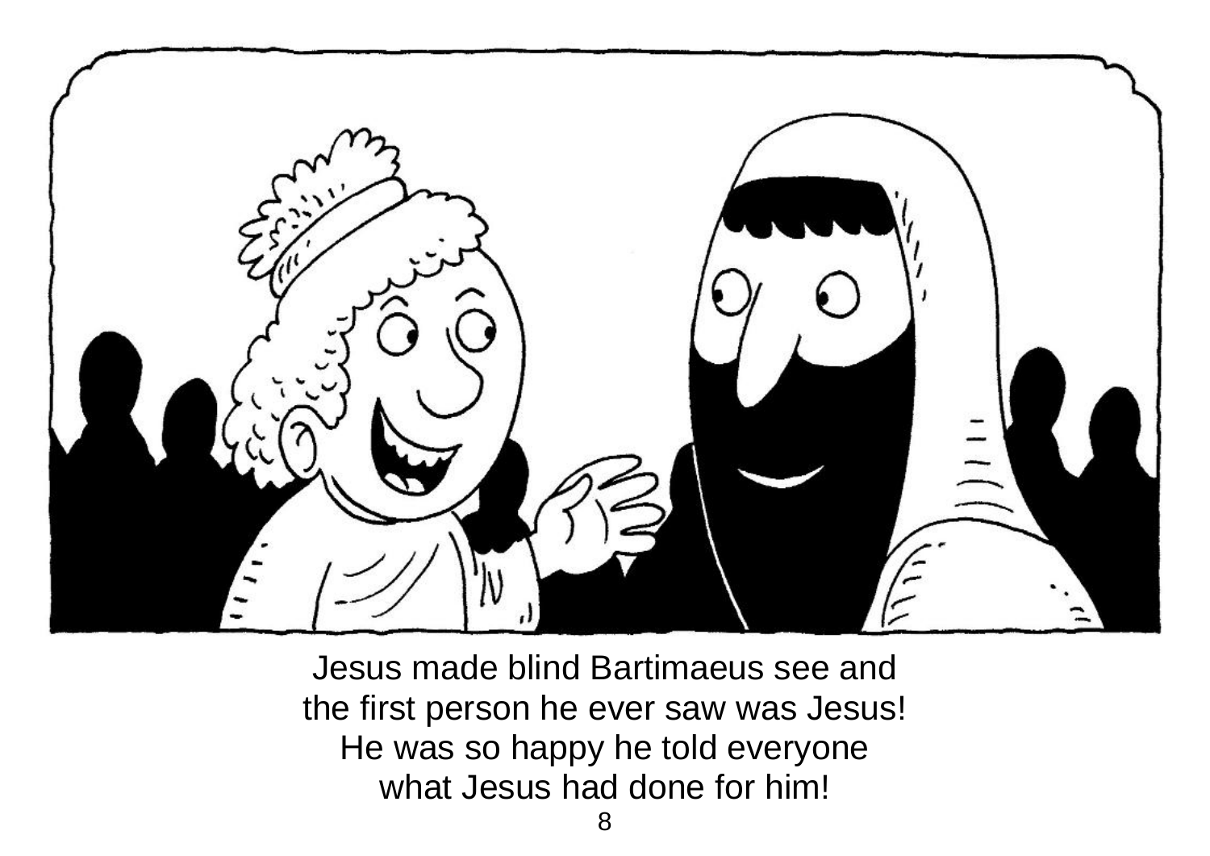Jesus made blind Bartimaeus see and
the first person he ever saw was Jesus!
He was so happy he told everyone
what Jesus had done for him!